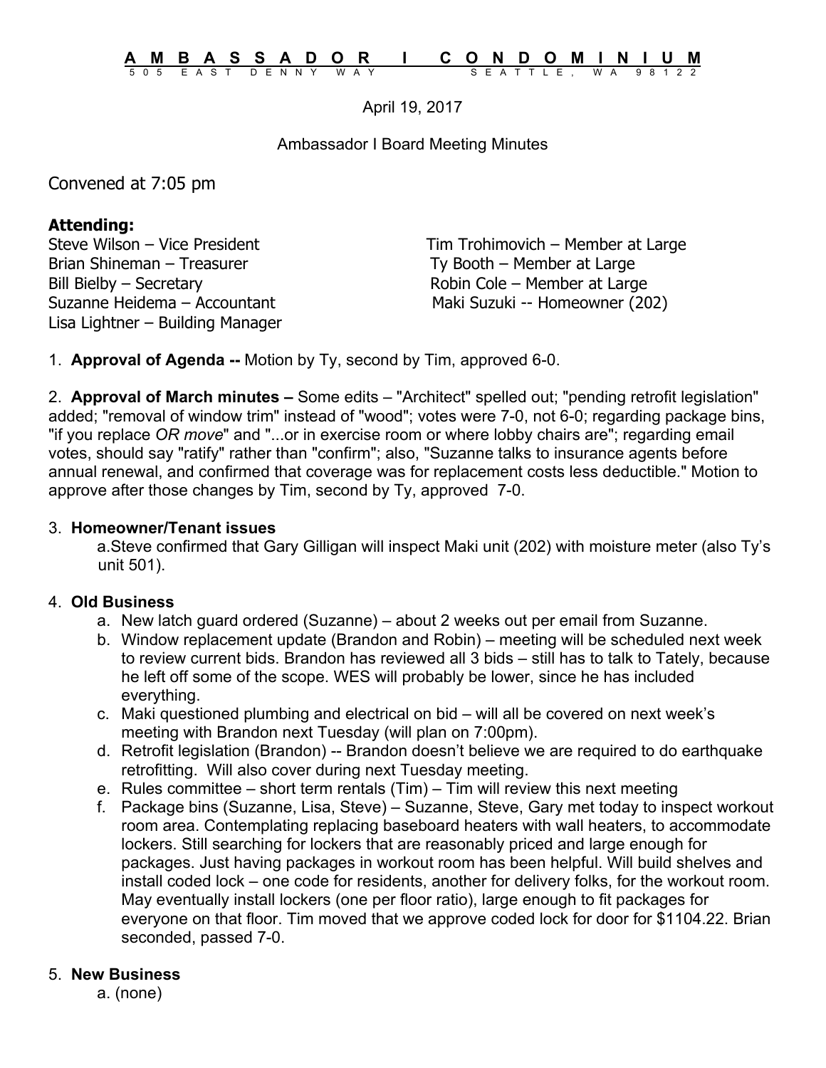**AMBASSADOR I CONDOMINIUM**
505 EAST DENNY WAY SEATTLE, WA 98122

April 19, 2017

Ambassador I Board Meeting Minutes

Convened at 7:05 pm

**Attending:**

Steve Wilson – Vice President
Brian Shineman – Treasurer
Bill Bielby – Secretary
Suzanne Heidema – Accountant
Lisa Lightner – Building Manager
Tim Trohimovich – Member at Large
Ty Booth – Member at Large
Robin Cole – Member at Large
Maki Suzuki -- Homeowner (202)

1. **Approval of Agenda --** Motion by Ty, second by Tim, approved 6-0.

2. **Approval of March minutes –** Some edits – "Architect" spelled out; "pending retrofit legislation" added; "removal of window trim" instead of "wood"; votes were 7-0, not 6-0; regarding package bins, "if you replace *OR move*" and "...or in exercise room or where lobby chairs are"; regarding email votes, should say "ratify" rather than "confirm"; also, "Suzanne talks to insurance agents before annual renewal, and confirmed that coverage was for replacement costs less deductible." Motion to approve after those changes by Tim, second by Ty, approved 7-0.

3. **Homeowner/Tenant issues**
   a. Steve confirmed that Gary Gilligan will inspect Maki unit (202) with moisture meter (also Ty's unit 501).

4. **Old Business**
   a. New latch guard ordered (Suzanne) – about 2 weeks out per email from Suzanne.
   b. Window replacement update (Brandon and Robin) – meeting will be scheduled next week to review current bids. Brandon has reviewed all 3 bids – still has to talk to Tately, because he left off some of the scope. WES will probably be lower, since he has included everything.
   c. Maki questioned plumbing and electrical on bid – will all be covered on next week's meeting with Brandon next Tuesday (will plan on 7:00pm).
   d. Retrofit legislation (Brandon) -- Brandon doesn't believe we are required to do earthquake retrofitting. Will also cover during next Tuesday meeting.
   e. Rules committee – short term rentals (Tim) – Tim will review this next meeting
   f. Package bins (Suzanne, Lisa, Steve) – Suzanne, Steve, Gary met today to inspect workout room area. Contemplating replacing baseboard heaters with wall heaters, to accommodate lockers. Still searching for lockers that are reasonably priced and large enough for packages. Just having packages in workout room has been helpful. Will build shelves and install coded lock – one code for residents, another for delivery folks, for the workout room. May eventually install lockers (one per floor ratio), large enough to fit packages for everyone on that floor. Tim moved that we approve coded lock for door for $1104.22. Brian seconded, passed 7-0.

5. **New Business**
   a. (none)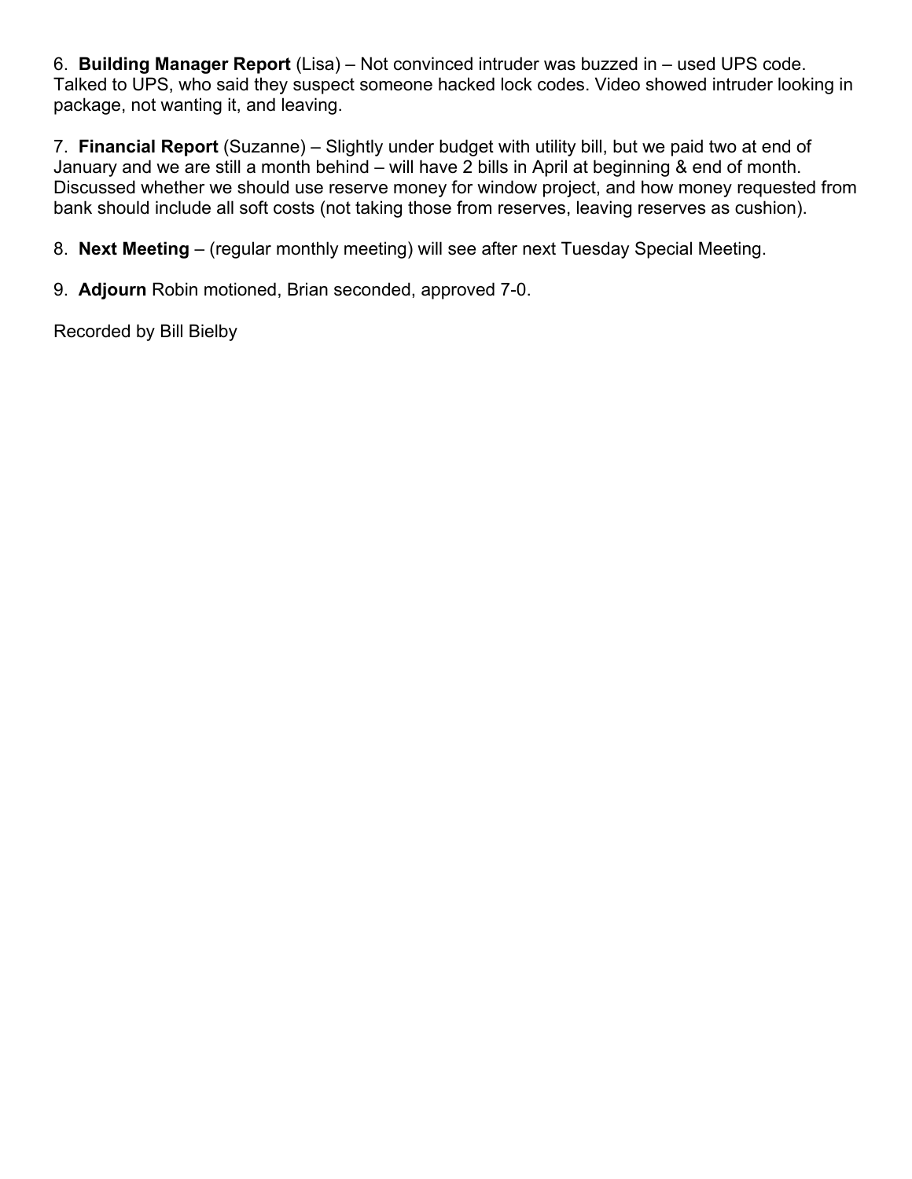6. **Building Manager Report** (Lisa) – Not convinced intruder was buzzed in – used UPS code. Talked to UPS, who said they suspect someone hacked lock codes. Video showed intruder looking in package, not wanting it, and leaving.

7. **Financial Report** (Suzanne) – Slightly under budget with utility bill, but we paid two at end of January and we are still a month behind – will have 2 bills in April at beginning & end of month. Discussed whether we should use reserve money for window project, and how money requested from bank should include all soft costs (not taking those from reserves, leaving reserves as cushion).

8. **Next Meeting** – (regular monthly meeting) will see after next Tuesday Special Meeting.

9. **Adjourn** Robin motioned, Brian seconded, approved 7-0.

Recorded by Bill Bielby